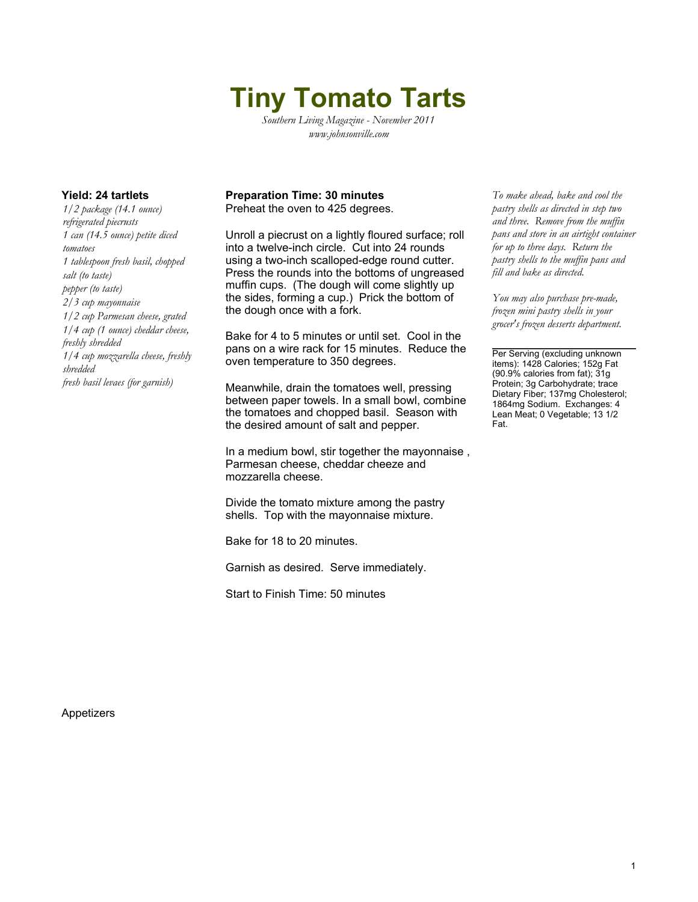# Tiny Tomato Tarts

*Southern Living Magazine - November 2011*
*www.johnsonville.com*

**Yield: 24 tartlets**

*1/2 package (14.1 ounce) refrigerated piecrusts*
*1 can (14.5 ounce) petite diced tomatoes*
*1 tablespoon fresh basil, chopped*
*salt (to taste)*
*pepper (to taste)*
*2/3 cup mayonnaise*
*1/2 cup Parmesan cheese, grated*
*1/4 cup (1 ounce) cheddar cheese, freshly shredded*
*1/4 cup mozzarella cheese, freshly shredded*
*fresh basil levaes (for garnish)*

**Preparation Time: 30 minutes**

Preheat the oven to 425 degrees.

Unroll a piecrust on a lightly floured surface; roll into a twelve-inch circle. Cut into 24 rounds using a two-inch scalloped-edge round cutter. Press the rounds into the bottoms of ungreased muffin cups. (The dough will come slightly up the sides, forming a cup.) Prick the bottom of the dough once with a fork.

Bake for 4 to 5 minutes or until set. Cool in the pans on a wire rack for 15 minutes. Reduce the oven temperature to 350 degrees.

Meanwhile, drain the tomatoes well, pressing between paper towels. In a small bowl, combine the tomatoes and chopped basil. Season with the desired amount of salt and pepper.

In a medium bowl, stir together the mayonnaise , Parmesan cheese, cheddar cheeze and mozzarella cheese.

Divide the tomato mixture among the pastry shells. Top with the mayonnaise mixture.

Bake for 18 to 20 minutes.

Garnish as desired. Serve immediately.

Start to Finish Time: 50 minutes

*To make ahead, bake and cool the pastry shells as directed in step two and three. Remove from the muffin pans and store in an airtight container for up to three days. Return the pastry shells to the muffin pans and fill and bake as directed.*

*You may also purchase pre-made, frozen mini pastry shells in your grocer's frozen desserts department.*

---

Per Serving (excluding unknown items): 1428 Calories; 152g Fat (90.9% calories from fat); 31g Protein; 3g Carbohydrate; trace Dietary Fiber; 137mg Cholesterol; 1864mg Sodium. Exchanges: 4 Lean Meat; 0 Vegetable; 13 1/2 Fat.

Appetizers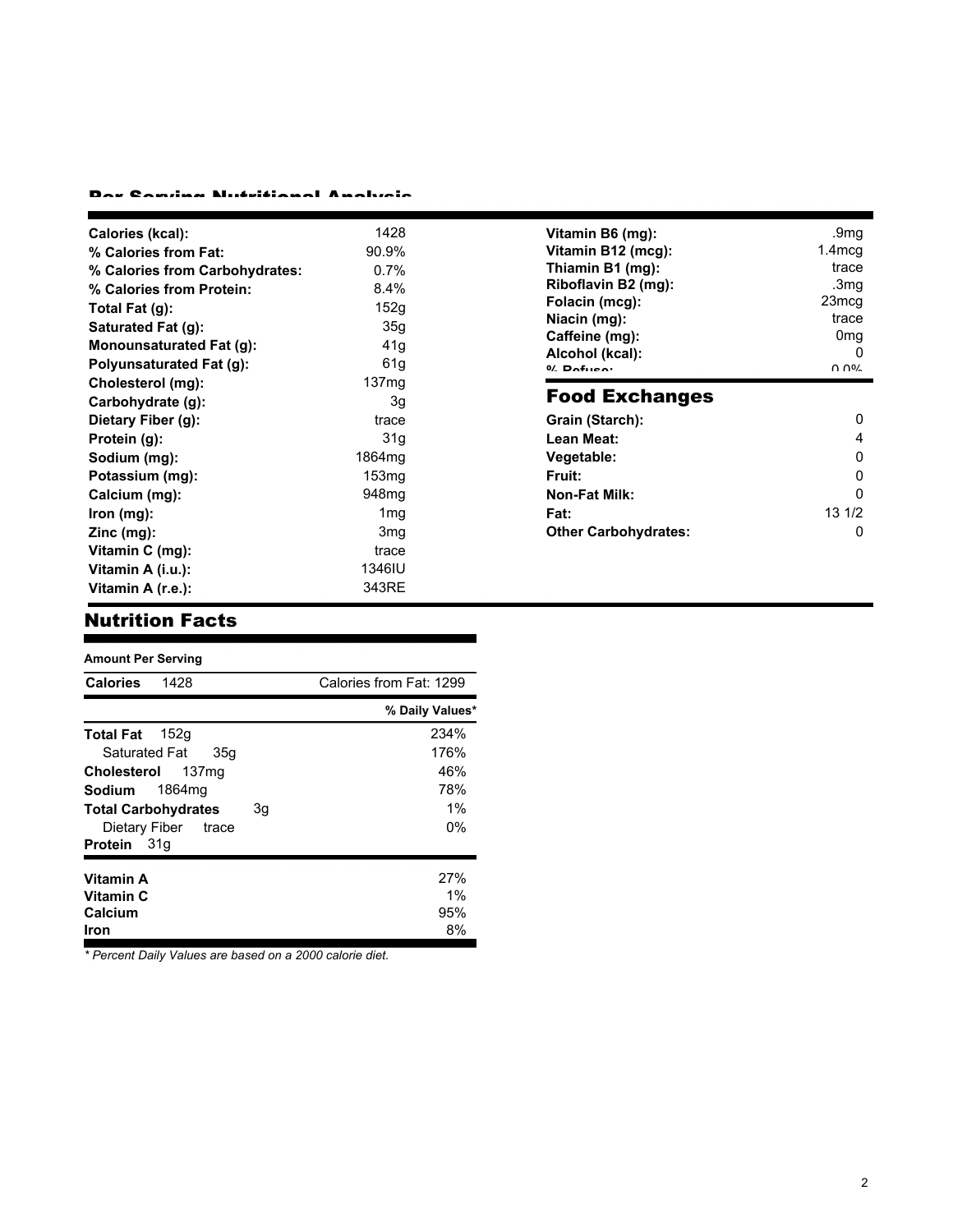## Per Serving Nutritional Analysis

| | |
|---|---|
| **Calories (kcal):** | 1428 |
| **% Calories from Fat:** | 90.9% |
| **% Calories from Carbohydrates:** | 0.7% |
| **% Calories from Protein:** | 8.4% |
| **Total Fat (g):** | 152g |
| **Saturated Fat (g):** | 35g |
| **Monounsaturated Fat (g):** | 41g |
| **Polyunsaturated Fat (g):** | 61g |
| **Cholesterol (mg):** | 137mg |
| **Carbohydrate (g):** | 3g |
| **Dietary Fiber (g):** | trace |
| **Protein (g):** | 31g |
| **Sodium (mg):** | 1864mg |
| **Potassium (mg):** | 153mg |
| **Calcium (mg):** | 948mg |
| **Iron (mg):** | 1mg |
| **Zinc (mg):** | 3mg |
| **Vitamin C (mg):** | trace |
| **Vitamin A (i.u.):** | 1346IU |
| **Vitamin A (r.e.):** | 343RE |
| **Vitamin B6 (mg):** | .9mg |
| **Vitamin B12 (mcg):** | 1.4mcg |
| **Thiamin B1 (mg):** | trace |
| **Riboflavin B2 (mg):** | .3mg |
| **Folacin (mcg):** | 23mcg |
| **Niacin (mg):** | trace |
| **Caffeine (mg):** | 0mg |
| **Alcohol (kcal):** | 0 |
| **% Refuse:** | 0.0% |

## Food Exchanges

| | |
|---|---|
| **Grain (Starch):** | 0 |
| **Lean Meat:** | 4 |
| **Vegetable:** | 0 |
| **Fruit:** | 0 |
| **Non-Fat Milk:** | 0 |
| **Fat:** | 13 1/2 |
| **Other Carbohydrates:** | 0 |

## Nutrition Facts

**Amount Per Serving**

| | |
|---|---|
| **Calories** 1428 | Calories from Fat: 1299 |
| | **% Daily Values*** |
| **Total Fat** 152g | 234% |
| Saturated Fat 35g | 176% |
| **Cholesterol** 137mg | 46% |
| **Sodium** 1864mg | 78% |
| **Total Carbohydrates** 3g | 1% |
| Dietary Fiber trace | 0% |
| **Protein** 31g | |
| **Vitamin A** | 27% |
| **Vitamin C** | 1% |
| **Calcium** | 95% |
| **Iron** | 8% |

*\* Percent Daily Values are based on a 2000 calorie diet.*